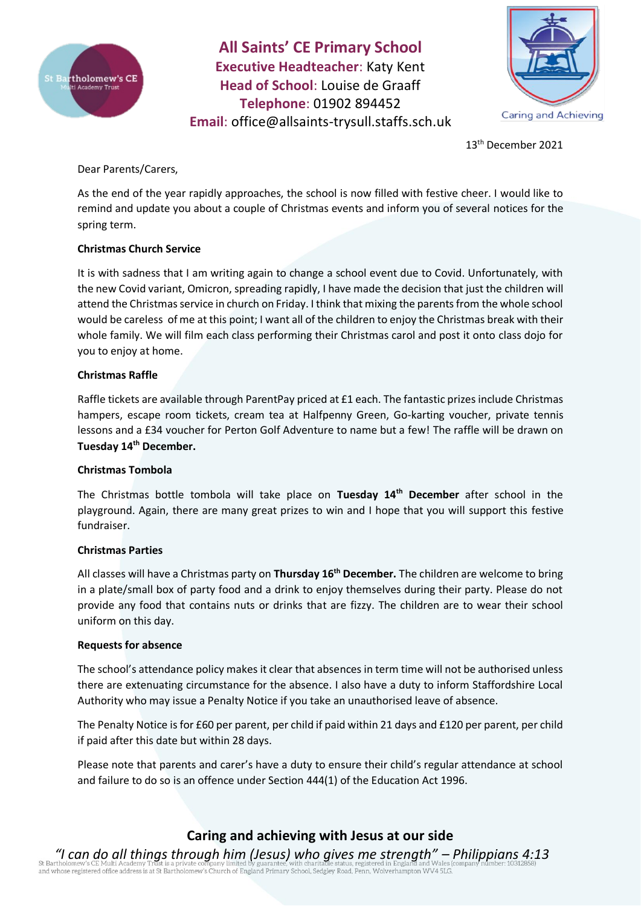# All Saints' CE Primary School

**Executive Headteacher**: Katy Kent
**Head of School**: Louise de Graaff
**Telephone**: 01902 894452
**Email**: office@allsaints-trysull.staffs.sch.uk

Caring and Achieving

13th December 2021

Dear Parents/Carers,

As the end of the year rapidly approaches, the school is now filled with festive cheer. I would like to remind and update you about a couple of Christmas events and inform you of several notices for the spring term.

**Christmas Church Service**

It is with sadness that I am writing again to change a school event due to Covid. Unfortunately, with the new Covid variant, Omicron, spreading rapidly, I have made the decision that just the children will attend the Christmas service in church on Friday. I think that mixing the parents from the whole school would be careless of me at this point; I want all of the children to enjoy the Christmas break with their whole family. We will film each class performing their Christmas carol and post it onto class dojo for you to enjoy at home.

**Christmas Raffle**

Raffle tickets are available through ParentPay priced at £1 each. The fantastic prizes include Christmas hampers, escape room tickets, cream tea at Halfpenny Green, Go-karting voucher, private tennis lessons and a £34 voucher for Perton Golf Adventure to name but a few! The raffle will be drawn on **Tuesday 14th December.**

**Christmas Tombola**

The Christmas bottle tombola will take place on **Tuesday 14th December** after school in the playground. Again, there are many great prizes to win and I hope that you will support this festive fundraiser.

**Christmas Parties**

All classes will have a Christmas party on **Thursday 16th December.** The children are welcome to bring in a plate/small box of party food and a drink to enjoy themselves during their party. Please do not provide any food that contains nuts or drinks that are fizzy. The children are to wear their school uniform on this day.

**Requests for absence**

The school's attendance policy makes it clear that absences in term time will not be authorised unless there are extenuating circumstance for the absence. I also have a duty to inform Staffordshire Local Authority who may issue a Penalty Notice if you take an unauthorised leave of absence.

The Penalty Notice is for £60 per parent, per child if paid within 21 days and £120 per parent, per child if paid after this date but within 28 days.

Please note that parents and carer's have a duty to ensure their child's regular attendance at school and failure to do so is an offence under Section 444(1) of the Education Act 1996.

**Caring and achieving with Jesus at our side**

*"I can do all things through him (Jesus) who gives me strength" – Philippians 4:13*

St Bartholomew's CE Multi Academy Trust is a private company limited by guarantee, with charitable status, registered in England and Wales (company number: 10312858) and whose registered office address is at St Bartholomew's Church of England Primary School, Sedgley Road, Penn, Wolverhampton WV4 5LG.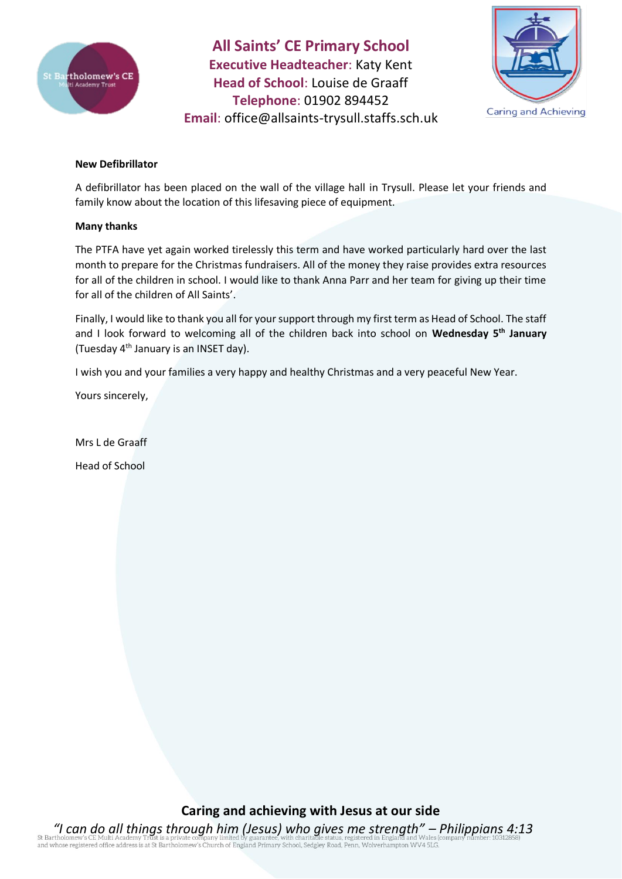**All Saints' CE Primary School**
**Executive Headteacher**: Katy Kent
**Head of School**: Louise de Graaff
**Telephone**: 01902 894452
**Email**: office@allsaints-trysull.staffs.sch.uk

Caring and Achieving

**New Defibrillator**

A defibrillator has been placed on the wall of the village hall in Trysull. Please let your friends and family know about the location of this lifesaving piece of equipment.

**Many thanks**

The PTFA have yet again worked tirelessly this term and have worked particularly hard over the last month to prepare for the Christmas fundraisers. All of the money they raise provides extra resources for all of the children in school. I would like to thank Anna Parr and her team for giving up their time for all of the children of All Saints'.

Finally, I would like to thank you all for your support through my first term as Head of School. The staff and I look forward to welcoming all of the children back into school on **Wednesday 5th January** (Tuesday 4th January is an INSET day).

I wish you and your families a very happy and healthy Christmas and a very peaceful New Year.

Yours sincerely,

Mrs L de Graaff

Head of School

**Caring and achieving with Jesus at our side**

*"I can do all things through him (Jesus) who gives me strength" – Philippians 4:13*

St Bartholomew's CE Multi Academy Trust is a private company limited by guarantee, with charitable status, registered in England and Wales (company number: 10312858) and whose registered office address is at St Bartholomew's Church of England Primary School, Sedgley Road, Penn, Wolverhampton WV4 5LG.